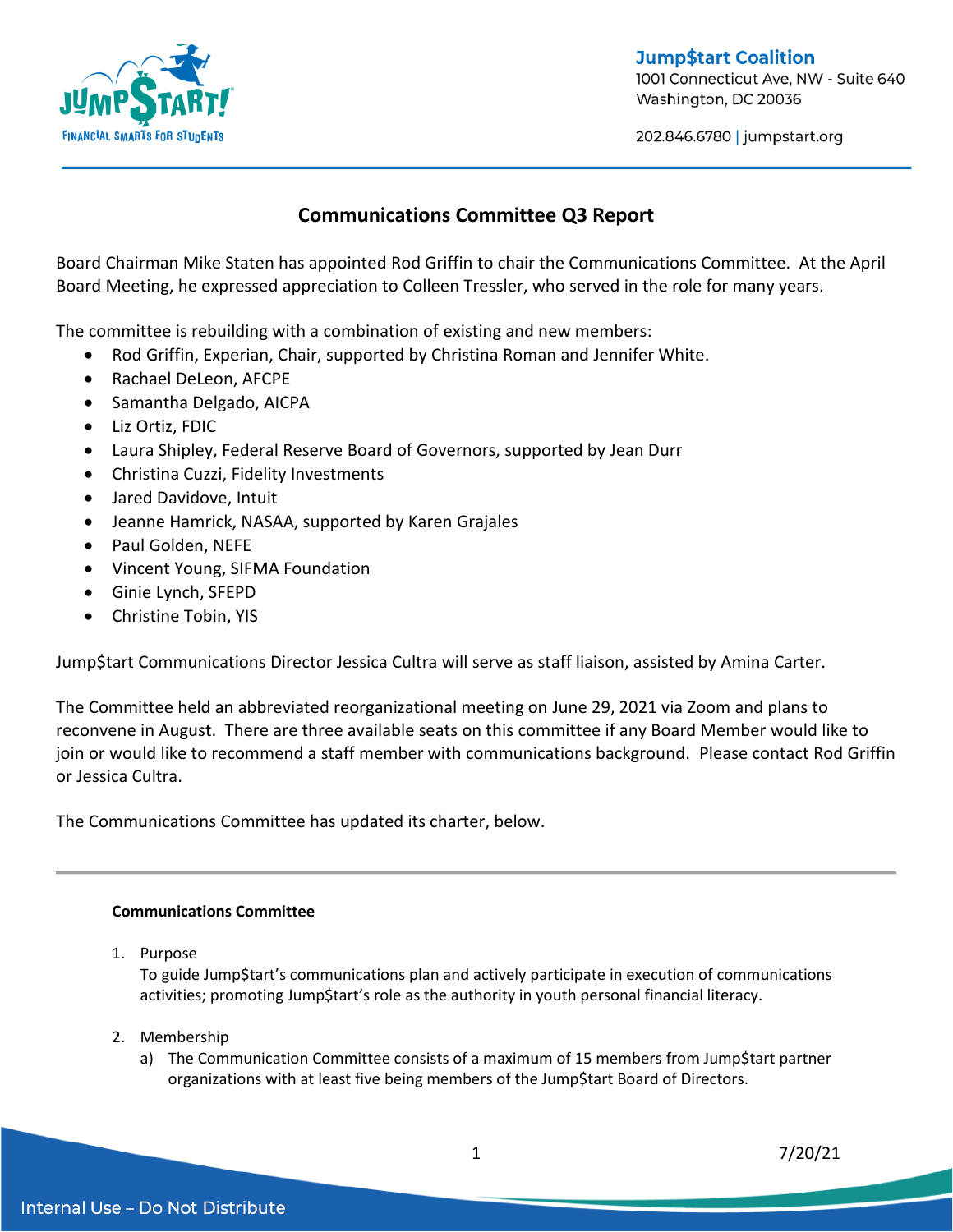Jump$tart Coalition
1001 Connecticut Ave, NW - Suite 640
Washington, DC 20036

202.846.6780 | jumpstart.org

## Communications Committee Q3 Report

Board Chairman Mike Staten has appointed Rod Griffin to chair the Communications Committee. At the April Board Meeting, he expressed appreciation to Colleen Tressler, who served in the role for many years.

The committee is rebuilding with a combination of existing and new members:

- Rod Griffin, Experian, Chair, supported by Christina Roman and Jennifer White.
- Rachael DeLeon, AFCPE
- Samantha Delgado, AICPA
- Liz Ortiz, FDIC
- Laura Shipley, Federal Reserve Board of Governors, supported by Jean Durr
- Christina Cuzzi, Fidelity Investments
- Jared Davidove, Intuit
- Jeanne Hamrick, NASAA, supported by Karen Grajales
- Paul Golden, NEFE
- Vincent Young, SIFMA Foundation
- Ginie Lynch, SFEPD
- Christine Tobin, YIS

Jump$tart Communications Director Jessica Cultra will serve as staff liaison, assisted by Amina Carter.

The Committee held an abbreviated reorganizational meeting on June 29, 2021 via Zoom and plans to reconvene in August. There are three available seats on this committee if any Board Member would like to join or would like to recommend a staff member with communications background. Please contact Rod Griffin or Jessica Cultra.

The Communications Committee has updated its charter, below.

---

**Communications Committee**

1. Purpose
   To guide Jump$tart's communications plan and actively participate in execution of communications activities; promoting Jump$tart's role as the authority in youth personal financial literacy.

2. Membership
   a) The Communication Committee consists of a maximum of 15 members from Jump$tart partner organizations with at least five being members of the Jump$tart Board of Directors.

7/20/21

Internal Use – Do Not Distribute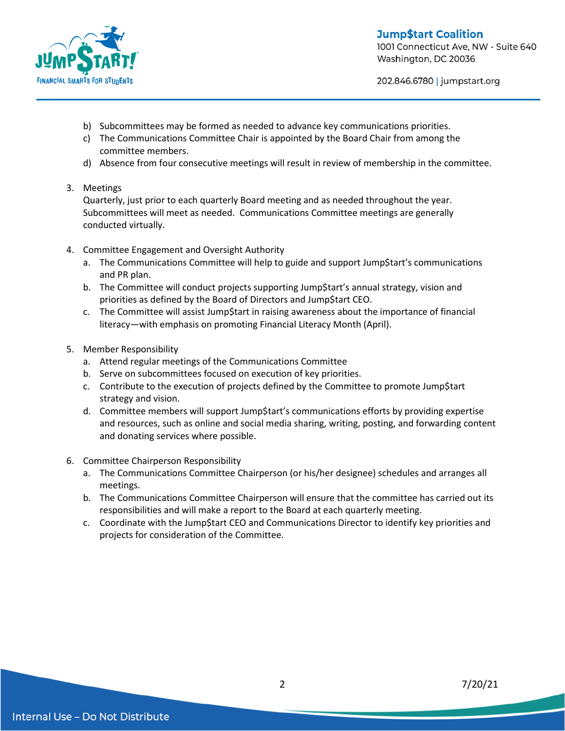b) Subcommittees may be formed as needed to advance key communications priorities.
c) The Communications Committee Chair is appointed by the Board Chair from among the committee members.
d) Absence from four consecutive meetings will result in review of membership in the committee.

3. Meetings
   Quarterly, just prior to each quarterly Board meeting and as needed throughout the year. Subcommittees will meet as needed. Communications Committee meetings are generally conducted virtually.

4. Committee Engagement and Oversight Authority
   a. The Communications Committee will help to guide and support Jump$tart's communications and PR plan.
   b. The Committee will conduct projects supporting Jump$tart's annual strategy, vision and priorities as defined by the Board of Directors and Jump$tart CEO.
   c. The Committee will assist Jump$tart in raising awareness about the importance of financial literacy—with emphasis on promoting Financial Literacy Month (April).

5. Member Responsibility
   a. Attend regular meetings of the Communications Committee
   b. Serve on subcommittees focused on execution of key priorities.
   c. Contribute to the execution of projects defined by the Committee to promote Jump$tart strategy and vision.
   d. Committee members will support Jump$tart's communications efforts by providing expertise and resources, such as online and social media sharing, writing, posting, and forwarding content and donating services where possible.

6. Committee Chairperson Responsibility
   a. The Communications Committee Chairperson (or his/her designee) schedules and arranges all meetings.
   b. The Communications Committee Chairperson will ensure that the committee has carried out its responsibilities and will make a report to the Board at each quarterly meeting.
   c. Coordinate with the Jump$tart CEO and Communications Director to identify key priorities and projects for consideration of the Committee.